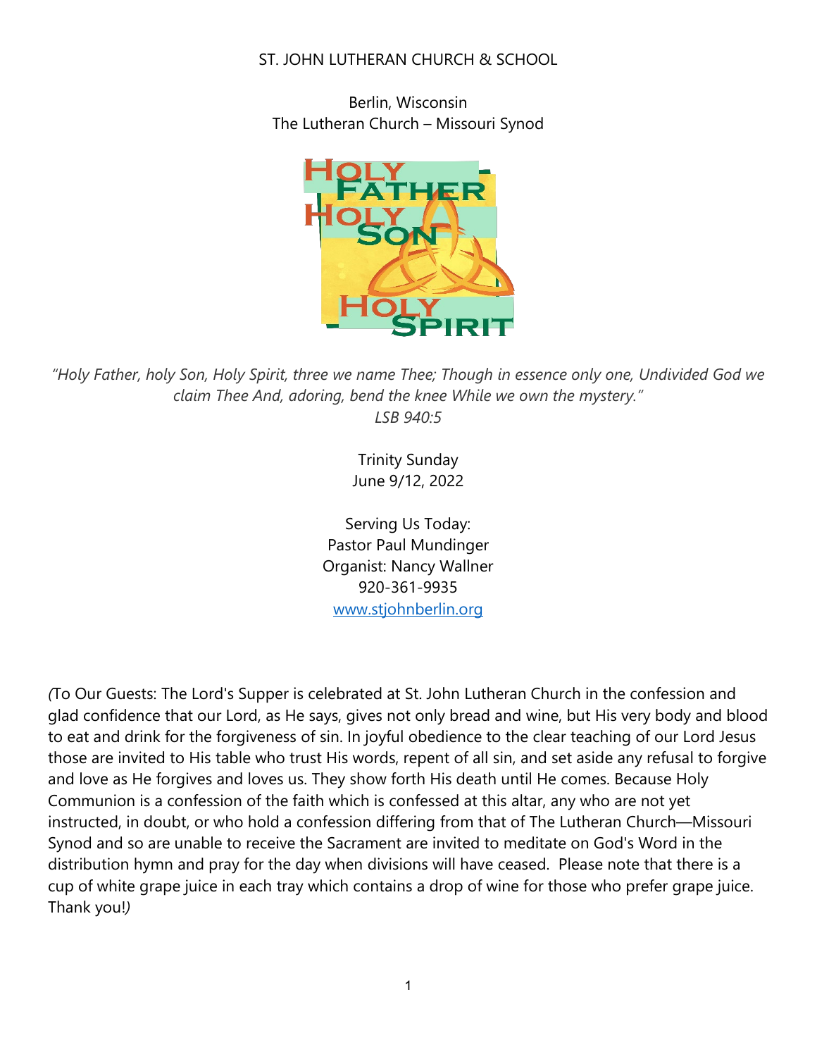# ST. JOHN LUTHERAN CHURCH & SCHOOL

Berlin, Wisconsin
The Lutheran Church – Missouri Synod

*"Holy Father, holy Son, Holy Spirit, three we name Thee; Though in essence only one, Undivided God we claim Thee And, adoring, bend the knee While we own the mystery."*
*LSB 940:5*

Trinity Sunday
June 9/12, 2022

Serving Us Today:
Pastor Paul Mundinger
Organist: Nancy Wallner
920-361-9935
www.stjohnberlin.org

*(*To Our Guests: The Lord's Supper is celebrated at St. John Lutheran Church in the confession and glad confidence that our Lord, as He says, gives not only bread and wine, but His very body and blood to eat and drink for the forgiveness of sin. In joyful obedience to the clear teaching of our Lord Jesus those are invited to His table who trust His words, repent of all sin, and set aside any refusal to forgive and love as He forgives and loves us. They show forth His death until He comes. Because Holy Communion is a confession of the faith which is confessed at this altar, any who are not yet instructed, in doubt, or who hold a confession differing from that of The Lutheran Church—Missouri Synod and so are unable to receive the Sacrament are invited to meditate on God's Word in the distribution hymn and pray for the day when divisions will have ceased. Please note that there is a cup of white grape juice in each tray which contains a drop of wine for those who prefer grape juice. Thank you!*)*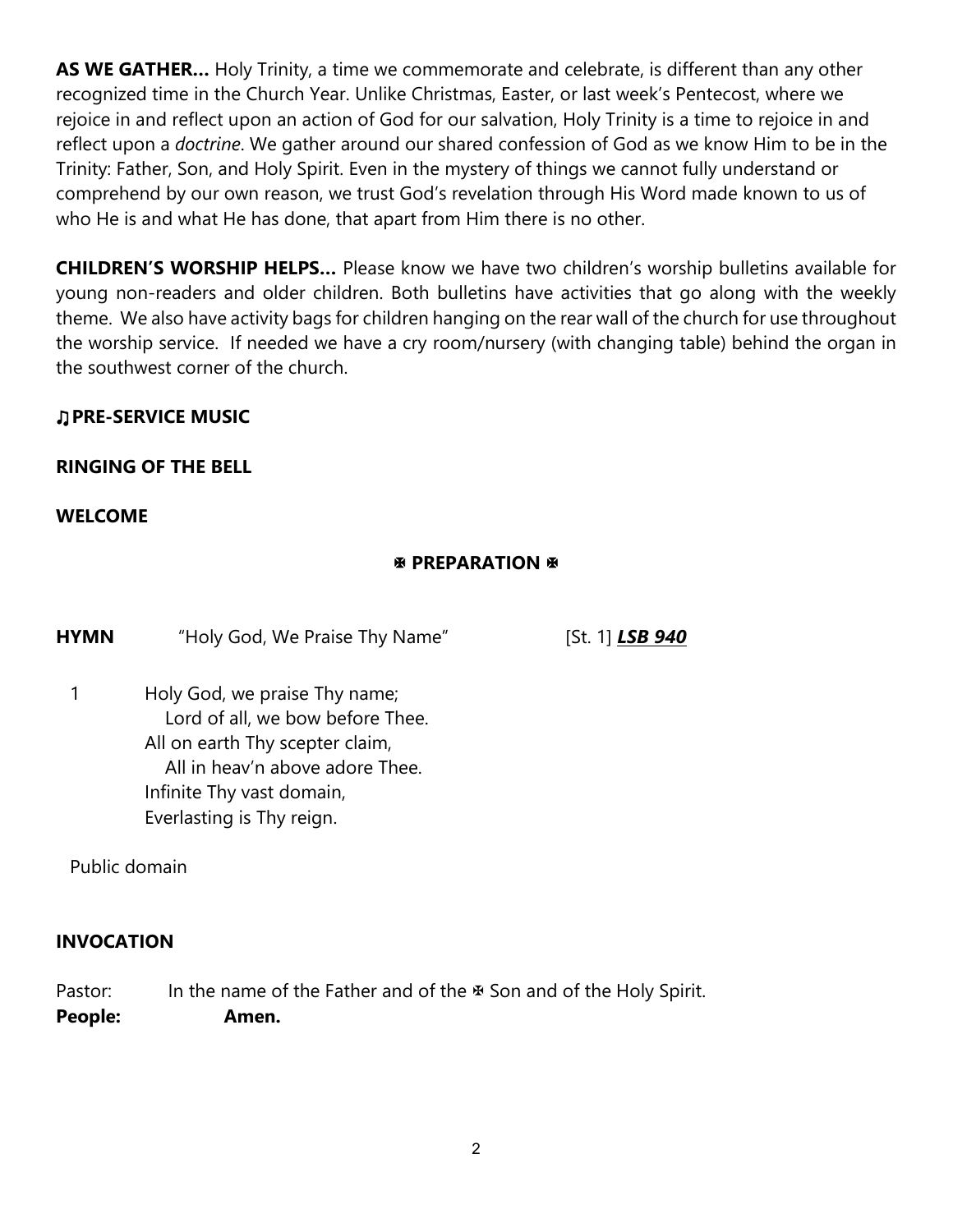**AS WE GATHER…** Holy Trinity, a time we commemorate and celebrate, is different than any other recognized time in the Church Year. Unlike Christmas, Easter, or last week's Pentecost, where we rejoice in and reflect upon an action of God for our salvation, Holy Trinity is a time to rejoice in and reflect upon a *doctrine*. We gather around our shared confession of God as we know Him to be in the Trinity: Father, Son, and Holy Spirit. Even in the mystery of things we cannot fully understand or comprehend by our own reason, we trust God's revelation through His Word made known to us of who He is and what He has done, that apart from Him there is no other.

**CHILDREN'S WORSHIP HELPS…** Please know we have two children's worship bulletins available for young non-readers and older children. Both bulletins have activities that go along with the weekly theme. We also have activity bags for children hanging on the rear wall of the church for use throughout the worship service. If needed we have a cry room/nursery (with changing table) behind the organ in the southwest corner of the church.

**♫PRE-SERVICE MUSIC**

**RINGING OF THE BELL**

**WELCOME**

## ✠ PREPARATION ✠

**HYMN** "Holy God, We Praise Thy Name" [St. 1] ***LSB 940***

1 Holy God, we praise Thy name;
  Lord of all, we bow before Thee.
All on earth Thy scepter claim,
  All in heav'n above adore Thee.
Infinite Thy vast domain,
Everlasting is Thy reign.

Public domain

**INVOCATION**

Pastor: In the name of the Father and of the ✠ Son and of the Holy Spirit.
**People: Amen.**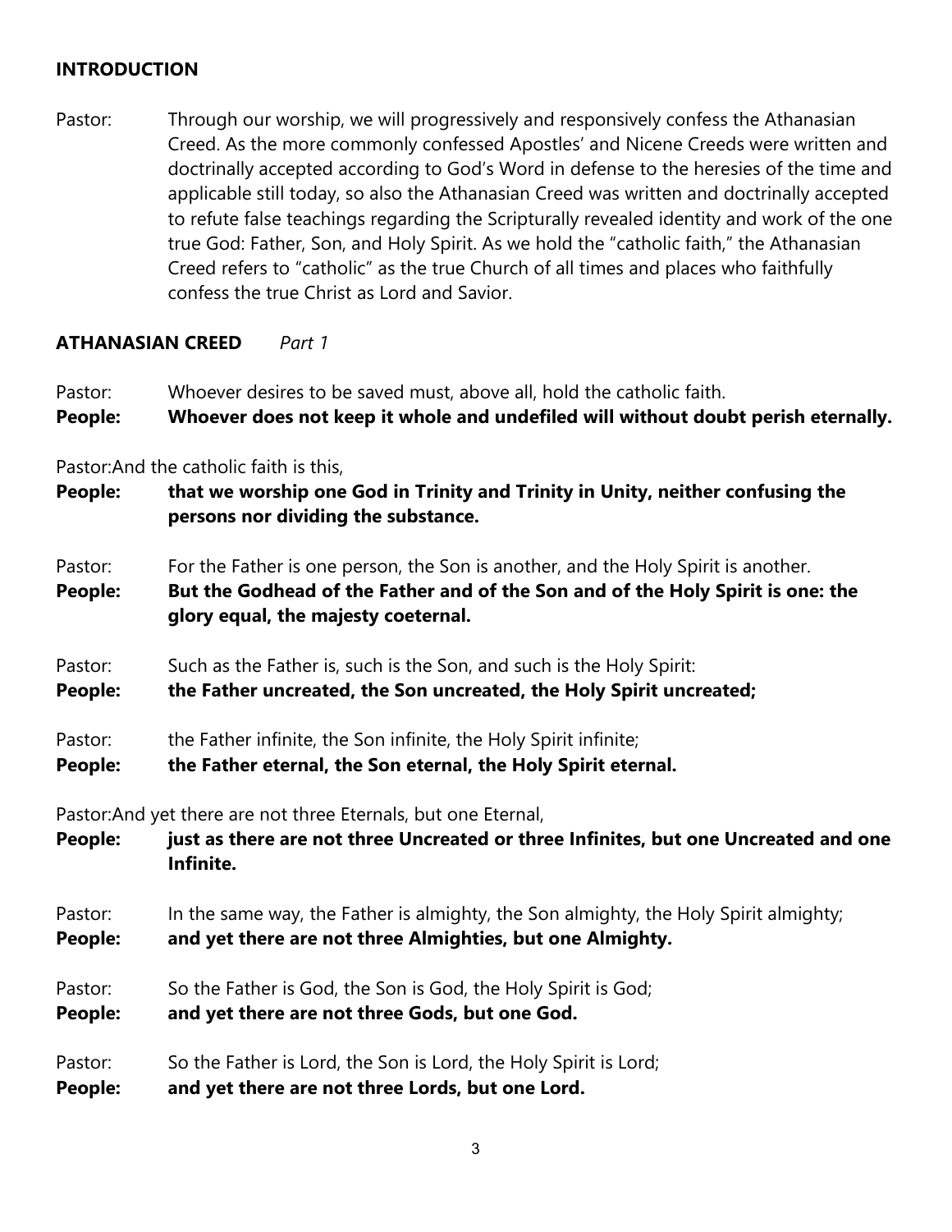## INTRODUCTION

Pastor: Through our worship, we will progressively and responsively confess the Athanasian Creed. As the more commonly confessed Apostles' and Nicene Creeds were written and doctrinally accepted according to God's Word in defense to the heresies of the time and applicable still today, so also the Athanasian Creed was written and doctrinally accepted to refute false teachings regarding the Scripturally revealed identity and work of the one true God: Father, Son, and Holy Spirit. As we hold the "catholic faith," the Athanasian Creed refers to "catholic" as the true Church of all times and places who faithfully confess the true Christ as Lord and Savior.

## ATHANASIAN CREED *Part 1*

Pastor: Whoever desires to be saved must, above all, hold the catholic faith.
**People: Whoever does not keep it whole and undefiled will without doubt perish eternally.**

Pastor: And the catholic faith is this,
**People: that we worship one God in Trinity and Trinity in Unity, neither confusing the persons nor dividing the substance.**

Pastor: For the Father is one person, the Son is another, and the Holy Spirit is another.
**People: But the Godhead of the Father and of the Son and of the Holy Spirit is one: the glory equal, the majesty coeternal.**

Pastor: Such as the Father is, such is the Son, and such is the Holy Spirit:
**People: the Father uncreated, the Son uncreated, the Holy Spirit uncreated;**

Pastor: the Father infinite, the Son infinite, the Holy Spirit infinite;
**People: the Father eternal, the Son eternal, the Holy Spirit eternal.**

Pastor: And yet there are not three Eternals, but one Eternal,
**People: just as there are not three Uncreated or three Infinites, but one Uncreated and one Infinite.**

Pastor: In the same way, the Father is almighty, the Son almighty, the Holy Spirit almighty;
**People: and yet there are not three Almighties, but one Almighty.**

Pastor: So the Father is God, the Son is God, the Holy Spirit is God;
**People: and yet there are not three Gods, but one God.**

Pastor: So the Father is Lord, the Son is Lord, the Holy Spirit is Lord;
**People: and yet there are not three Lords, but one Lord.**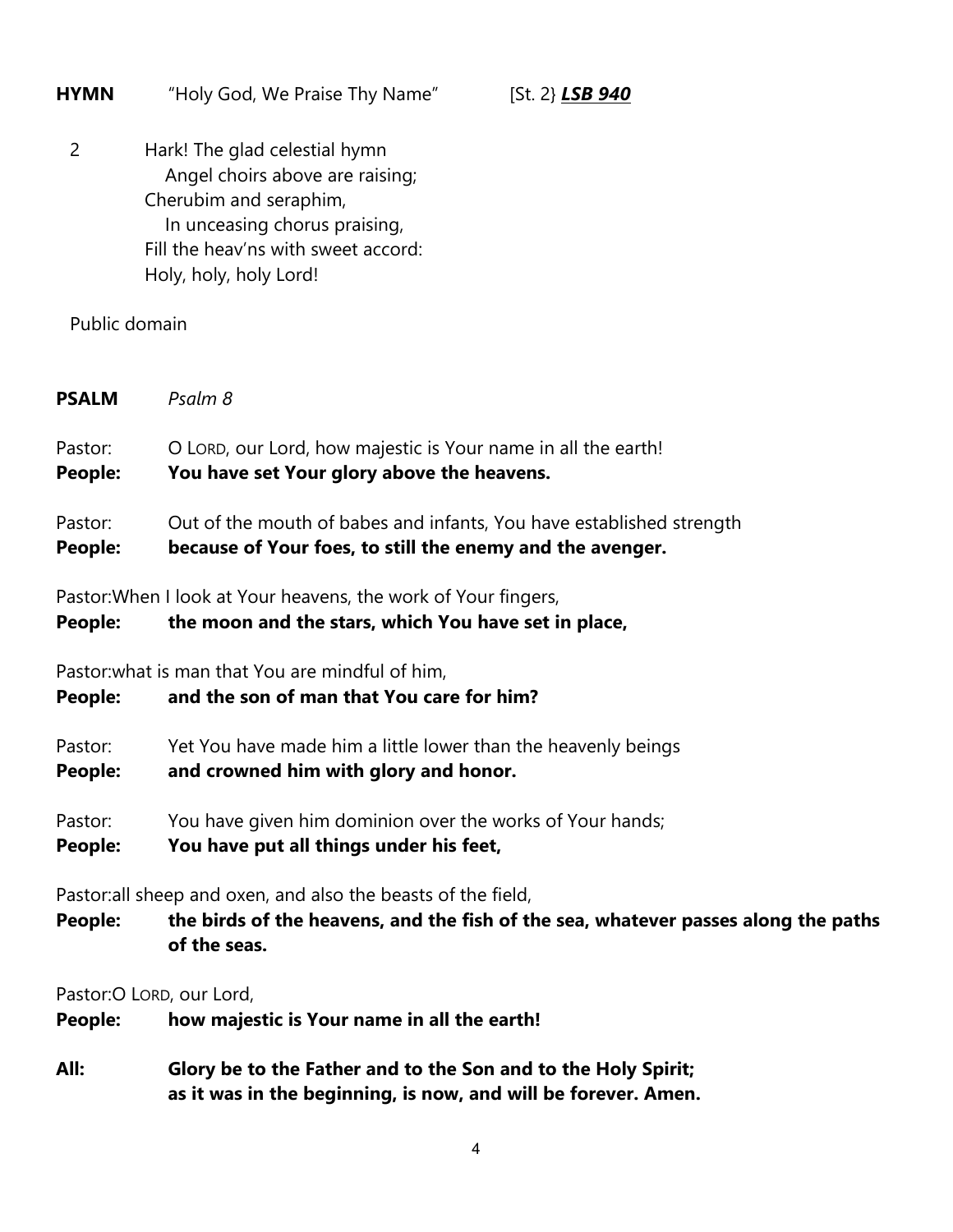**HYMN** "Holy God, We Praise Thy Name" [St. 2} ***LSB 940***

2 Hark! The glad celestial hymn
  Angel choirs above are raising;
Cherubim and seraphim,
  In unceasing chorus praising,
Fill the heav'ns with sweet accord:
Holy, holy, holy Lord!

Public domain

**PSALM** *Psalm 8*

Pastor: O LORD, our Lord, how majestic is Your name in all the earth!
**People: You have set Your glory above the heavens.**

Pastor: Out of the mouth of babes and infants, You have established strength
**People: because of Your foes, to still the enemy and the avenger.**

Pastor: When I look at Your heavens, the work of Your fingers,
**People: the moon and the stars, which You have set in place,**

Pastor: what is man that You are mindful of him,
**People: and the son of man that You care for him?**

Pastor: Yet You have made him a little lower than the heavenly beings
**People: and crowned him with glory and honor.**

Pastor: You have given him dominion over the works of Your hands;
**People: You have put all things under his feet,**

Pastor: all sheep and oxen, and also the beasts of the field,
**People: the birds of the heavens, and the fish of the sea, whatever passes along the paths of the seas.**

Pastor: O LORD, our Lord,
**People: how majestic is Your name in all the earth!**

**All: Glory be to the Father and to the Son and to the Holy Spirit;
as it was in the beginning, is now, and will be forever. Amen.**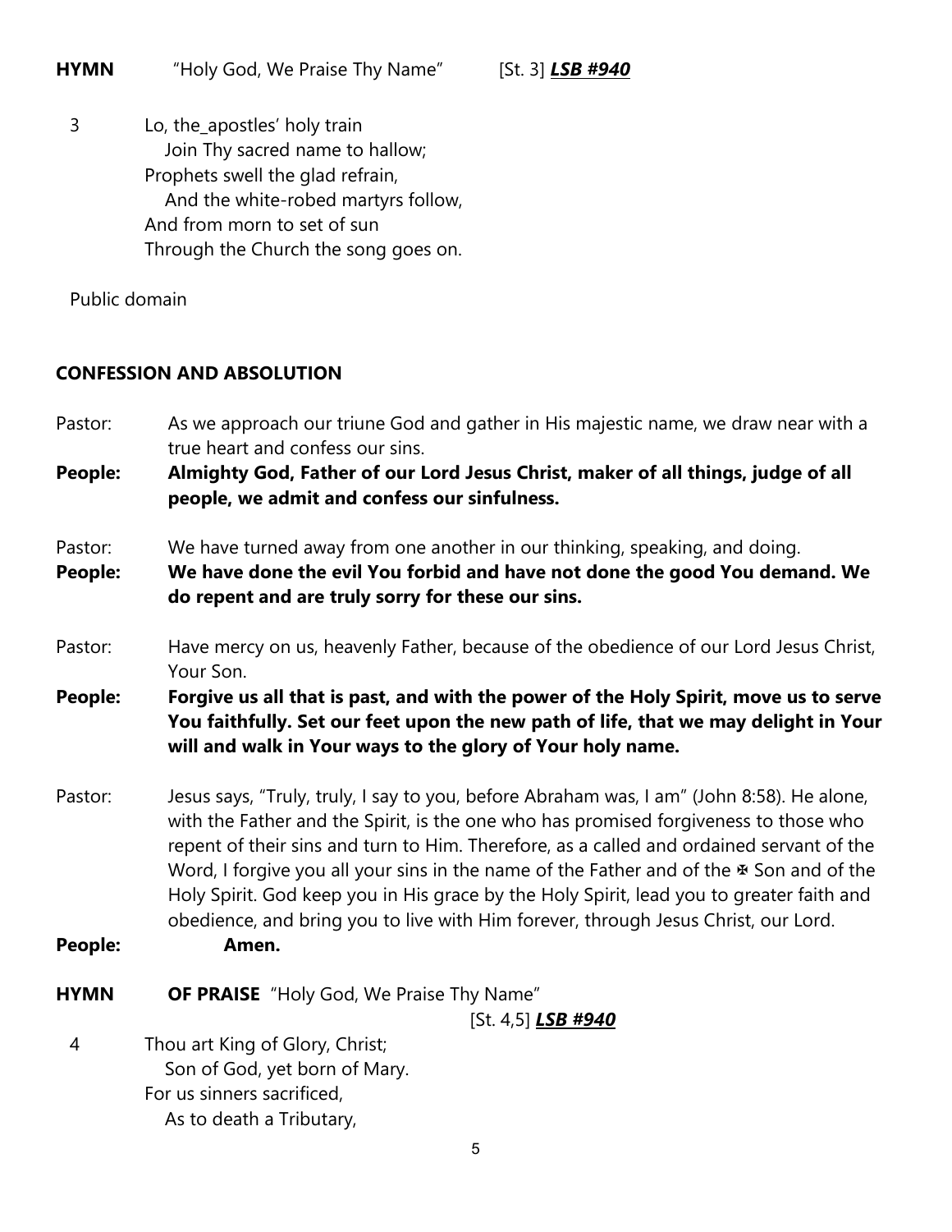**HYMN** "Holy God, We Praise Thy Name" [St. 3] ***LSB #940***

3 Lo, the_apostles' holy train
  Join Thy sacred name to hallow;
Prophets swell the glad refrain,
  And the white-robed martyrs follow,
And from morn to set of sun
Through the Church the song goes on.

Public domain

**CONFESSION AND ABSOLUTION**

Pastor: As we approach our triune God and gather in His majestic name, we draw near with a true heart and confess our sins.

**People: Almighty God, Father of our Lord Jesus Christ, maker of all things, judge of all people, we admit and confess our sinfulness.**

Pastor: We have turned away from one another in our thinking, speaking, and doing.

**People: We have done the evil You forbid and have not done the good You demand. We do repent and are truly sorry for these our sins.**

Pastor: Have mercy on us, heavenly Father, because of the obedience of our Lord Jesus Christ, Your Son.

**People: Forgive us all that is past, and with the power of the Holy Spirit, move us to serve You faithfully. Set our feet upon the new path of life, that we may delight in Your will and walk in Your ways to the glory of Your holy name.**

Pastor: Jesus says, "Truly, truly, I say to you, before Abraham was, I am" (John 8:58). He alone, with the Father and the Spirit, is the one who has promised forgiveness to those who repent of their sins and turn to Him. Therefore, as a called and ordained servant of the Word, I forgive you all your sins in the name of the Father and of the ✠ Son and of the Holy Spirit. God keep you in His grace by the Holy Spirit, lead you to greater faith and obedience, and bring you to live with Him forever, through Jesus Christ, our Lord.

**People: Amen.**

**HYMN OF PRAISE** "Holy God, We Praise Thy Name" [St. 4,5] ***LSB #940***

4 Thou art King of Glory, Christ;
  Son of God, yet born of Mary.
For us sinners sacrificed,
  As to death a Tributary,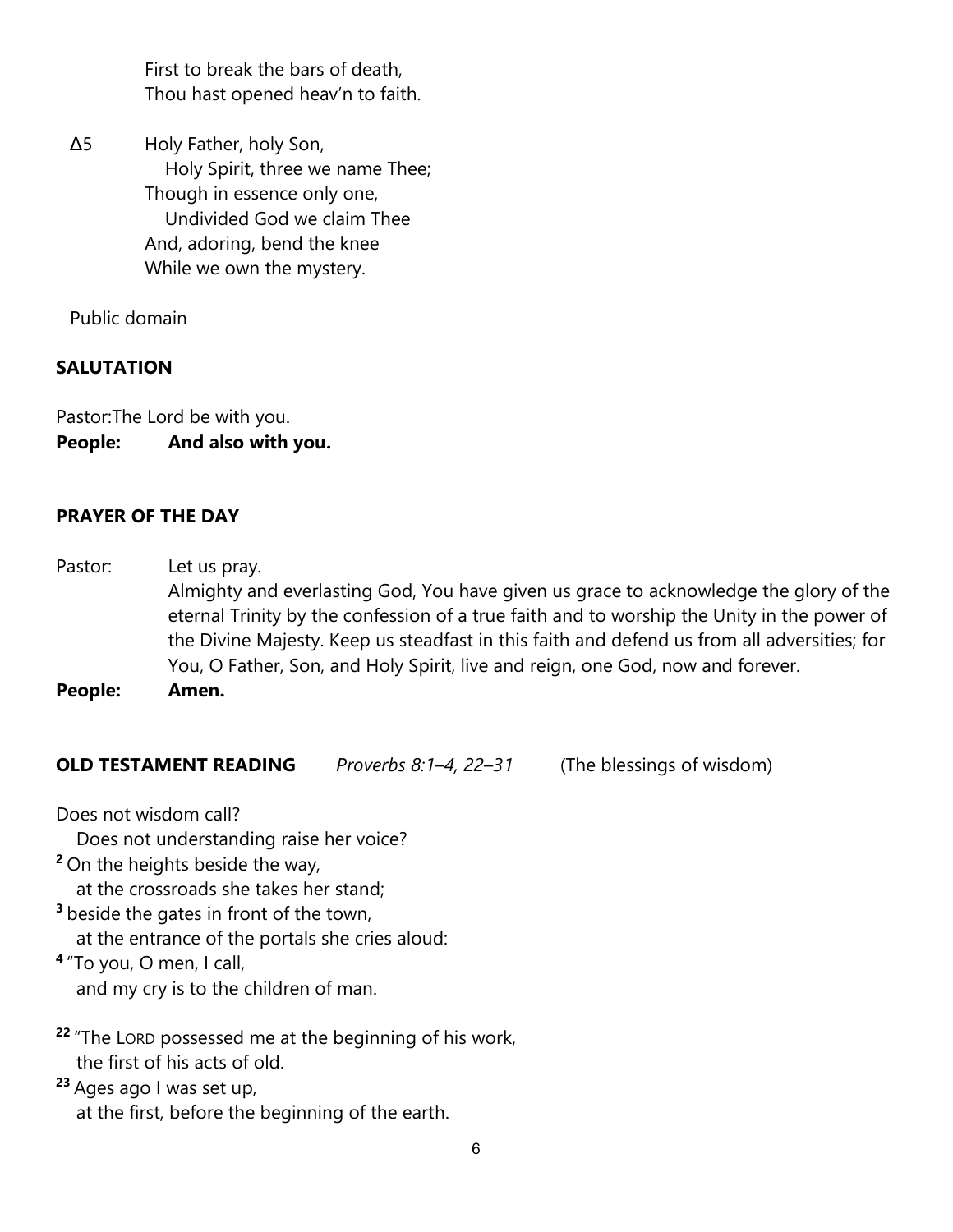First to break the bars of death,
Thou hast opened heav'n to faith.

Δ5 Holy Father, holy Son,
   Holy Spirit, three we name Thee;
Though in essence only one,
   Undivided God we claim Thee
And, adoring, bend the knee
While we own the mystery.

Public domain

**SALUTATION**

Pastor: The Lord be with you.
**People: And also with you.**

**PRAYER OF THE DAY**

Pastor: Let us pray.
Almighty and everlasting God, You have given us grace to acknowledge the glory of the eternal Trinity by the confession of a true faith and to worship the Unity in the power of the Divine Majesty. Keep us steadfast in this faith and defend us from all adversities; for You, O Father, Son, and Holy Spirit, live and reign, one God, now and forever.
**People: Amen.**

**OLD TESTAMENT READING** *Proverbs 8:1–4, 22–31* (The blessings of wisdom)

Does not wisdom call?
   Does not understanding raise her voice?
[2] On the heights beside the way,
   at the crossroads she takes her stand;
[3] beside the gates in front of the town,
   at the entrance of the portals she cries aloud:
[4] "To you, O men, I call,
   and my cry is to the children of man.

[22] "The LORD possessed me at the beginning of his work,
   the first of his acts of old.
[23] Ages ago I was set up,
   at the first, before the beginning of the earth.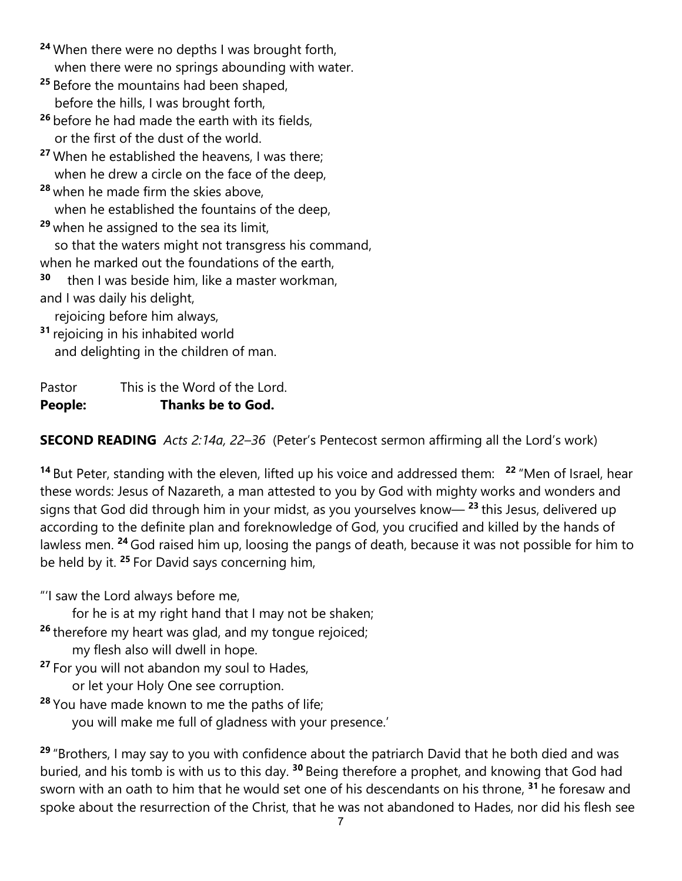**24** When there were no depths I was brought forth,
  when there were no springs abounding with water.
**25** Before the mountains had been shaped,
  before the hills, I was brought forth,
**26** before he had made the earth with its fields,
  or the first of the dust of the world.
**27** When he established the heavens, I was there;
  when he drew a circle on the face of the deep,
**28** when he made firm the skies above,
  when he established the fountains of the deep,
**29** when he assigned to the sea its limit,
  so that the waters might not transgress his command,
when he marked out the foundations of the earth,
**30** then I was beside him, like a master workman,
and I was daily his delight,
  rejoicing before him always,
**31** rejoicing in his inhabited world
  and delighting in the children of man.

Pastor  This is the Word of the Lord.
**People:  Thanks be to God.**

**SECOND READING** *Acts 2:14a, 22–36* (Peter's Pentecost sermon affirming all the Lord's work)

**14** But Peter, standing with the eleven, lifted up his voice and addressed them: **22** "Men of Israel, hear these words: Jesus of Nazareth, a man attested to you by God with mighty works and wonders and signs that God did through him in your midst, as you yourselves know— **23** this Jesus, delivered up according to the definite plan and foreknowledge of God, you crucified and killed by the hands of lawless men. **24** God raised him up, loosing the pangs of death, because it was not possible for him to be held by it. **25** For David says concerning him,

"'I saw the Lord always before me,
  for he is at my right hand that I may not be shaken;
**26** therefore my heart was glad, and my tongue rejoiced;
  my flesh also will dwell in hope.
**27** For you will not abandon my soul to Hades,
  or let your Holy One see corruption.
**28** You have made known to me the paths of life;
  you will make me full of gladness with your presence.'

**29** "Brothers, I may say to you with confidence about the patriarch David that he both died and was buried, and his tomb is with us to this day. **30** Being therefore a prophet, and knowing that God had sworn with an oath to him that he would set one of his descendants on his throne, **31** he foresaw and spoke about the resurrection of the Christ, that he was not abandoned to Hades, nor did his flesh see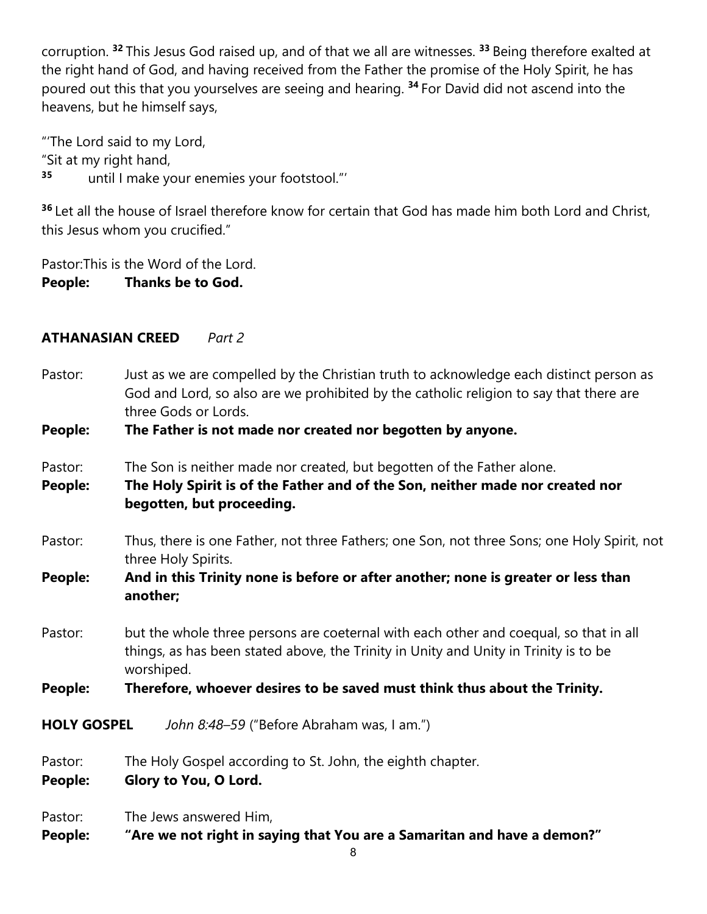corruption. [32] This Jesus God raised up, and of that we all are witnesses. [33] Being therefore exalted at the right hand of God, and having received from the Father the promise of the Holy Spirit, he has poured out this that you yourselves are seeing and hearing. [34] For David did not ascend into the heavens, but he himself says,

"'The Lord said to my Lord,
"Sit at my right hand,
[35] until I make your enemies your footstool."'

[36] Let all the house of Israel therefore know for certain that God has made him both Lord and Christ, this Jesus whom you crucified."

Pastor: This is the Word of the Lord.
**People: Thanks be to God.**

**ATHANASIAN CREED** *Part 2*

Pastor: Just as we are compelled by the Christian truth to acknowledge each distinct person as God and Lord, so also are we prohibited by the catholic religion to say that there are three Gods or Lords.

**People: The Father is not made nor created nor begotten by anyone.**

Pastor: The Son is neither made nor created, but begotten of the Father alone.

**People: The Holy Spirit is of the Father and of the Son, neither made nor created nor begotten, but proceeding.**

Pastor: Thus, there is one Father, not three Fathers; one Son, not three Sons; one Holy Spirit, not three Holy Spirits.

**People: And in this Trinity none is before or after another; none is greater or less than another;**

Pastor: but the whole three persons are coeternal with each other and coequal, so that in all things, as has been stated above, the Trinity in Unity and Unity in Trinity is to be worshiped.

**People: Therefore, whoever desires to be saved must think thus about the Trinity.**

**HOLY GOSPEL** *John 8:48–59* ("Before Abraham was, I am.")

Pastor: The Holy Gospel according to St. John, the eighth chapter.

**People: Glory to You, O Lord.**

Pastor: The Jews answered Him,

**People: "Are we not right in saying that You are a Samaritan and have a demon?"**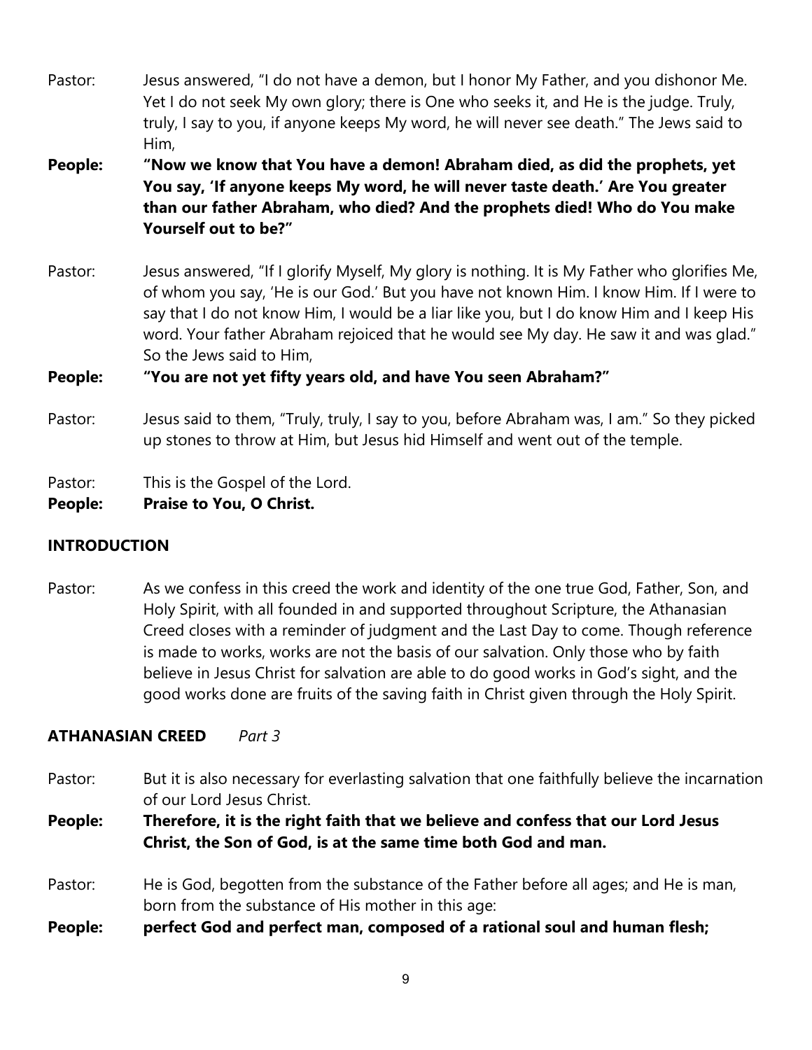Pastor: Jesus answered, "I do not have a demon, but I honor My Father, and you dishonor Me. Yet I do not seek My own glory; there is One who seeks it, and He is the judge. Truly, truly, I say to you, if anyone keeps My word, he will never see death." The Jews said to Him,

**People: "Now we know that You have a demon! Abraham died, as did the prophets, yet You say, 'If anyone keeps My word, he will never taste death.' Are You greater than our father Abraham, who died? And the prophets died! Who do You make Yourself out to be?"**

Pastor: Jesus answered, "If I glorify Myself, My glory is nothing. It is My Father who glorifies Me, of whom you say, 'He is our God.' But you have not known Him. I know Him. If I were to say that I do not know Him, I would be a liar like you, but I do know Him and I keep His word. Your father Abraham rejoiced that he would see My day. He saw it and was glad." So the Jews said to Him,

**People: "You are not yet fifty years old, and have You seen Abraham?"**

Pastor: Jesus said to them, "Truly, truly, I say to you, before Abraham was, I am." So they picked up stones to throw at Him, but Jesus hid Himself and went out of the temple.

Pastor: This is the Gospel of the Lord.

**People: Praise to You, O Christ.**

## INTRODUCTION

Pastor: As we confess in this creed the work and identity of the one true God, Father, Son, and Holy Spirit, with all founded in and supported throughout Scripture, the Athanasian Creed closes with a reminder of judgment and the Last Day to come. Though reference is made to works, works are not the basis of our salvation. Only those who by faith believe in Jesus Christ for salvation are able to do good works in God's sight, and the good works done are fruits of the saving faith in Christ given through the Holy Spirit.

## ATHANASIAN CREED *Part 3*

Pastor: But it is also necessary for everlasting salvation that one faithfully believe the incarnation of our Lord Jesus Christ.

**People: Therefore, it is the right faith that we believe and confess that our Lord Jesus Christ, the Son of God, is at the same time both God and man.**

Pastor: He is God, begotten from the substance of the Father before all ages; and He is man, born from the substance of His mother in this age:

**People: perfect God and perfect man, composed of a rational soul and human flesh;**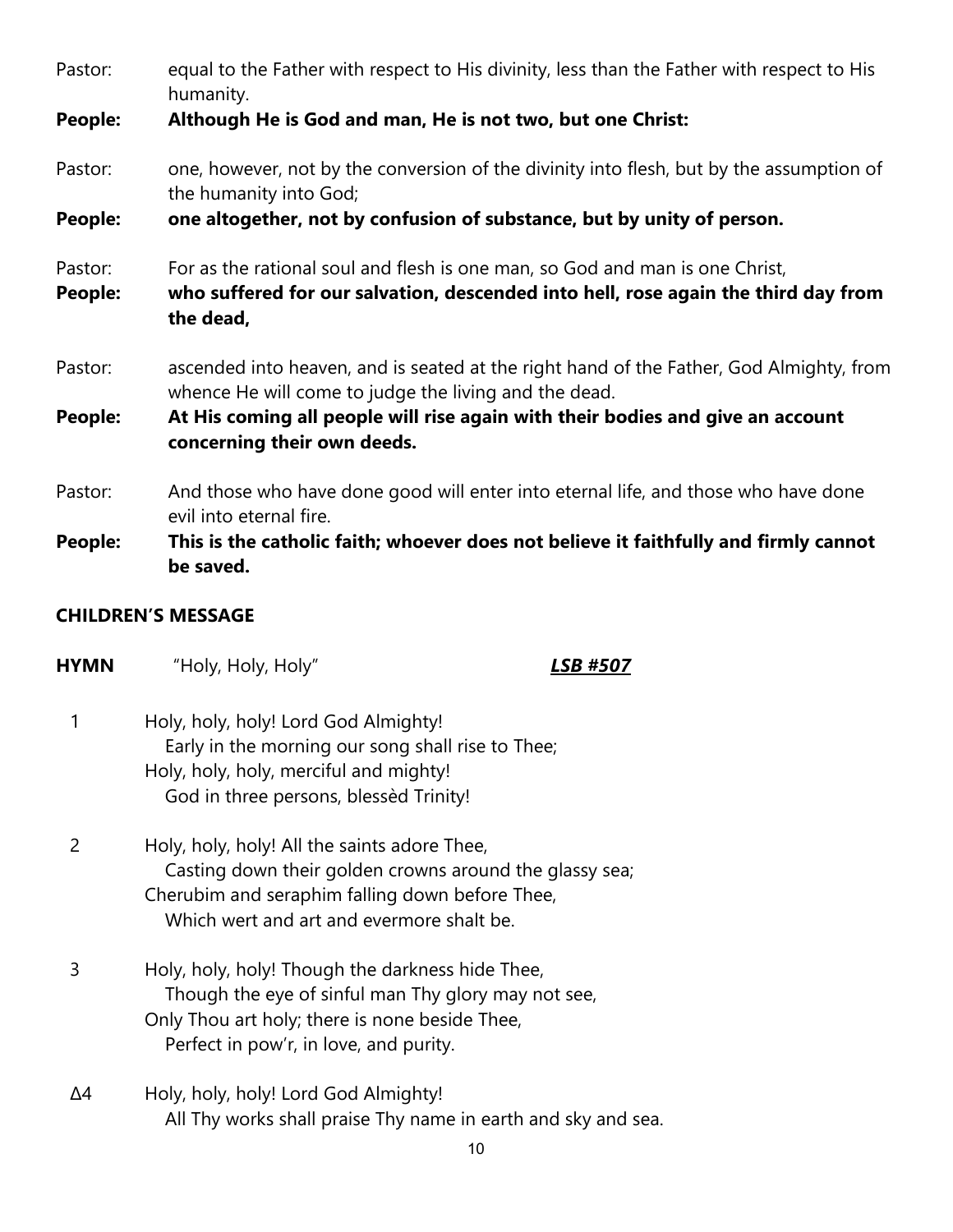Pastor: equal to the Father with respect to His divinity, less than the Father with respect to His humanity.

**People: Although He is God and man, He is not two, but one Christ:**

Pastor: one, however, not by the conversion of the divinity into flesh, but by the assumption of the humanity into God;

**People: one altogether, not by confusion of substance, but by unity of person.**

Pastor: For as the rational soul and flesh is one man, so God and man is one Christ,

**People: who suffered for our salvation, descended into hell, rose again the third day from the dead,**

Pastor: ascended into heaven, and is seated at the right hand of the Father, God Almighty, from whence He will come to judge the living and the dead.

**People: At His coming all people will rise again with their bodies and give an account concerning their own deeds.**

Pastor: And those who have done good will enter into eternal life, and those who have done evil into eternal fire.

**People: This is the catholic faith; whoever does not believe it faithfully and firmly cannot be saved.**

**CHILDREN'S MESSAGE**

**HYMN** "Holy, Holy, Holy" ***LSB #507***

1 Holy, holy, holy! Lord God Almighty!
Early in the morning our song shall rise to Thee;
Holy, holy, holy, merciful and mighty!
God in three persons, blessèd Trinity!

2 Holy, holy, holy! All the saints adore Thee,
Casting down their golden crowns around the glassy sea;
Cherubim and seraphim falling down before Thee,
Which wert and art and evermore shalt be.

3 Holy, holy, holy! Though the darkness hide Thee,
Though the eye of sinful man Thy glory may not see,
Only Thou art holy; there is none beside Thee,
Perfect in pow'r, in love, and purity.

Δ4 Holy, holy, holy! Lord God Almighty!
All Thy works shall praise Thy name in earth and sky and sea.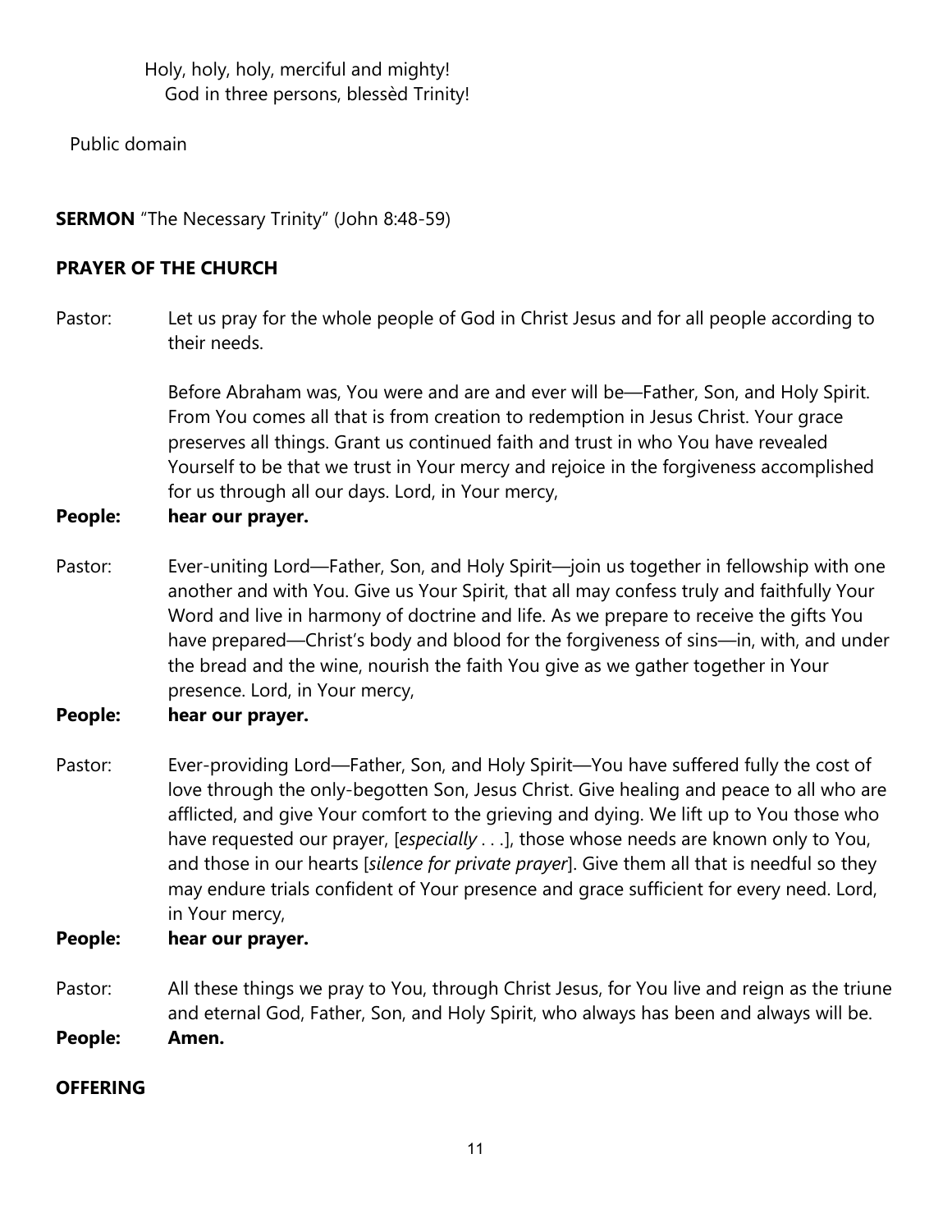Holy, holy, holy, merciful and mighty!
God in three persons, blessèd Trinity!

Public domain

**SERMON** "The Necessary Trinity" (John 8:48-59)

**PRAYER OF THE CHURCH**

Pastor: Let us pray for the whole people of God in Christ Jesus and for all people according to their needs.

Before Abraham was, You were and are and ever will be—Father, Son, and Holy Spirit. From You comes all that is from creation to redemption in Jesus Christ. Your grace preserves all things. Grant us continued faith and trust in who You have revealed Yourself to be that we trust in Your mercy and rejoice in the forgiveness accomplished for us through all our days. Lord, in Your mercy,

**People: hear our prayer.**

Pastor: Ever-uniting Lord—Father, Son, and Holy Spirit—join us together in fellowship with one another and with You. Give us Your Spirit, that all may confess truly and faithfully Your Word and live in harmony of doctrine and life. As we prepare to receive the gifts You have prepared—Christ's body and blood for the forgiveness of sins—in, with, and under the bread and the wine, nourish the faith You give as we gather together in Your presence. Lord, in Your mercy,

**People: hear our prayer.**

Pastor: Ever-providing Lord—Father, Son, and Holy Spirit—You have suffered fully the cost of love through the only-begotten Son, Jesus Christ. Give healing and peace to all who are afflicted, and give Your comfort to the grieving and dying. We lift up to You those who have requested our prayer, [*especially* . . .], those whose needs are known only to You, and those in our hearts [*silence for private prayer*]. Give them all that is needful so they may endure trials confident of Your presence and grace sufficient for every need. Lord, in Your mercy,

**People: hear our prayer.**

Pastor: All these things we pray to You, through Christ Jesus, for You live and reign as the triune and eternal God, Father, Son, and Holy Spirit, who always has been and always will be.

**People: Amen.**

**OFFERING**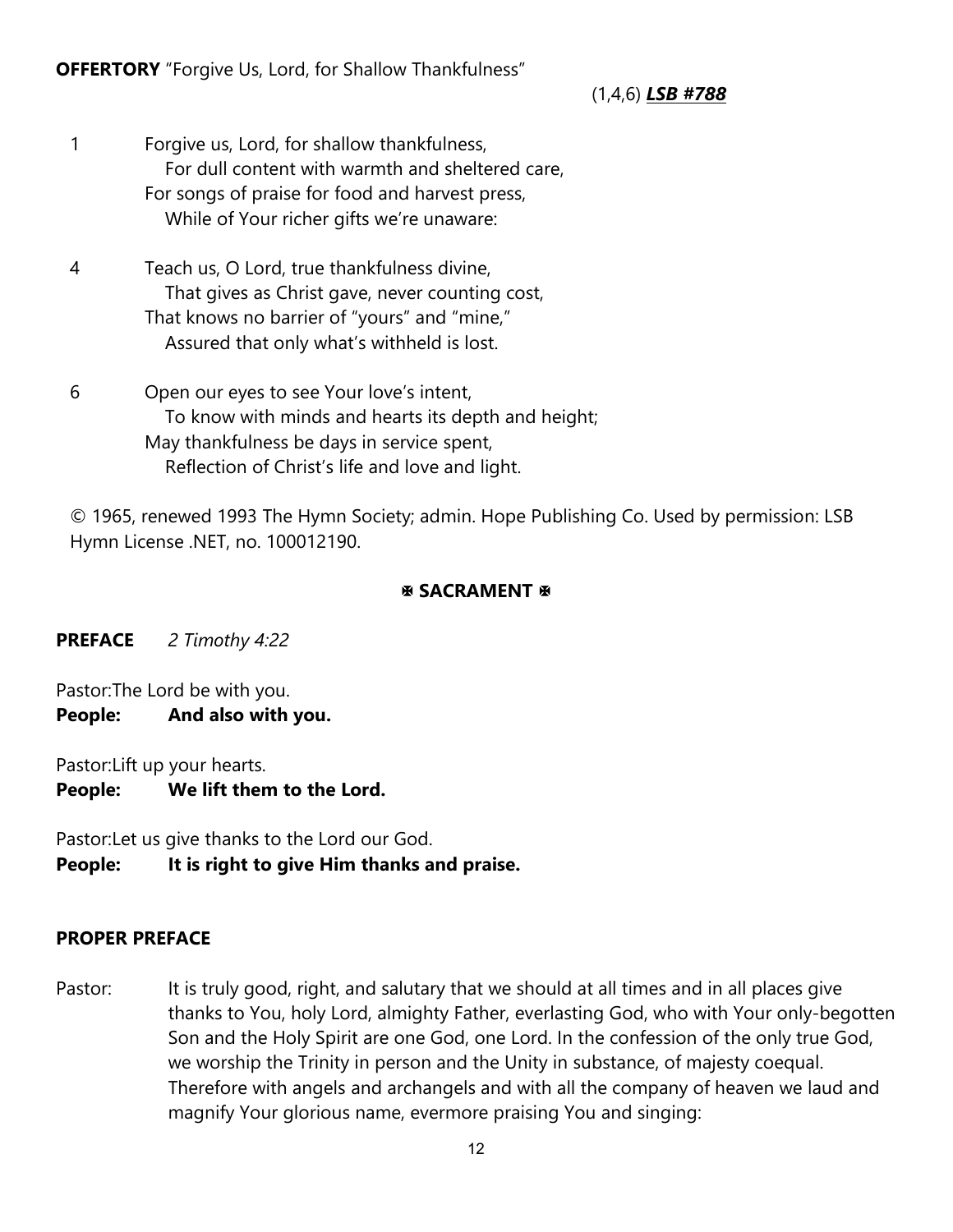**OFFERTORY** "Forgive Us, Lord, for Shallow Thankfulness"

(1,4,6) ***LSB #788***

1 Forgive us, Lord, for shallow thankfulness,
For dull content with warmth and sheltered care,
For songs of praise for food and harvest press,
While of Your richer gifts we're unaware:

4 Teach us, O Lord, true thankfulness divine,
That gives as Christ gave, never counting cost,
That knows no barrier of "yours" and "mine,"
Assured that only what's withheld is lost.

6 Open our eyes to see Your love's intent,
To know with minds and hearts its depth and height;
May thankfulness be days in service spent,
Reflection of Christ's life and love and light.

© 1965, renewed 1993 The Hymn Society; admin. Hope Publishing Co. Used by permission: LSB Hymn License .NET, no. 100012190.

## ✠ SACRAMENT ✠

**PREFACE** *2 Timothy 4:22*

Pastor: The Lord be with you.
**People: And also with you.**

Pastor: Lift up your hearts.
**People: We lift them to the Lord.**

Pastor: Let us give thanks to the Lord our God.
**People: It is right to give Him thanks and praise.**

**PROPER PREFACE**

Pastor: It is truly good, right, and salutary that we should at all times and in all places give thanks to You, holy Lord, almighty Father, everlasting God, who with Your only-begotten Son and the Holy Spirit are one God, one Lord. In the confession of the only true God, we worship the Trinity in person and the Unity in substance, of majesty coequal. Therefore with angels and archangels and with all the company of heaven we laud and magnify Your glorious name, evermore praising You and singing: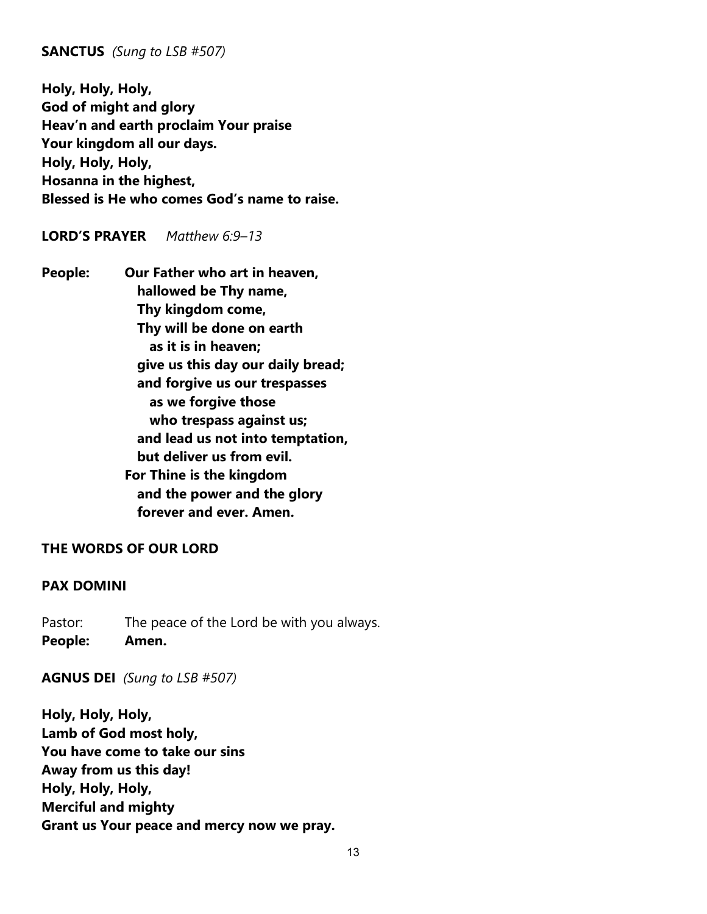**SANCTUS** *(Sung to LSB #507)*

**Holy, Holy, Holy,**
**God of might and glory**
**Heav'n and earth proclaim Your praise**
**Your kingdom all our days.**
**Holy, Holy, Holy,**
**Hosanna in the highest,**
**Blessed is He who comes God's name to raise.**

**LORD'S PRAYER** *Matthew 6:9–13*

**People:** **Our Father who art in heaven,**
**hallowed be Thy name,**
**Thy kingdom come,**
**Thy will be done on earth**
**as it is in heaven;**
**give us this day our daily bread;**
**and forgive us our trespasses**
**as we forgive those**
**who trespass against us;**
**and lead us not into temptation,**
**but deliver us from evil.**
**For Thine is the kingdom**
**and the power and the glory**
**forever and ever. Amen.**

**THE WORDS OF OUR LORD**

**PAX DOMINI**

Pastor: The peace of the Lord be with you always.
**People: Amen.**

**AGNUS DEI** *(Sung to LSB #507)*

**Holy, Holy, Holy,**
**Lamb of God most holy,**
**You have come to take our sins**
**Away from us this day!**
**Holy, Holy, Holy,**
**Merciful and mighty**
**Grant us Your peace and mercy now we pray.**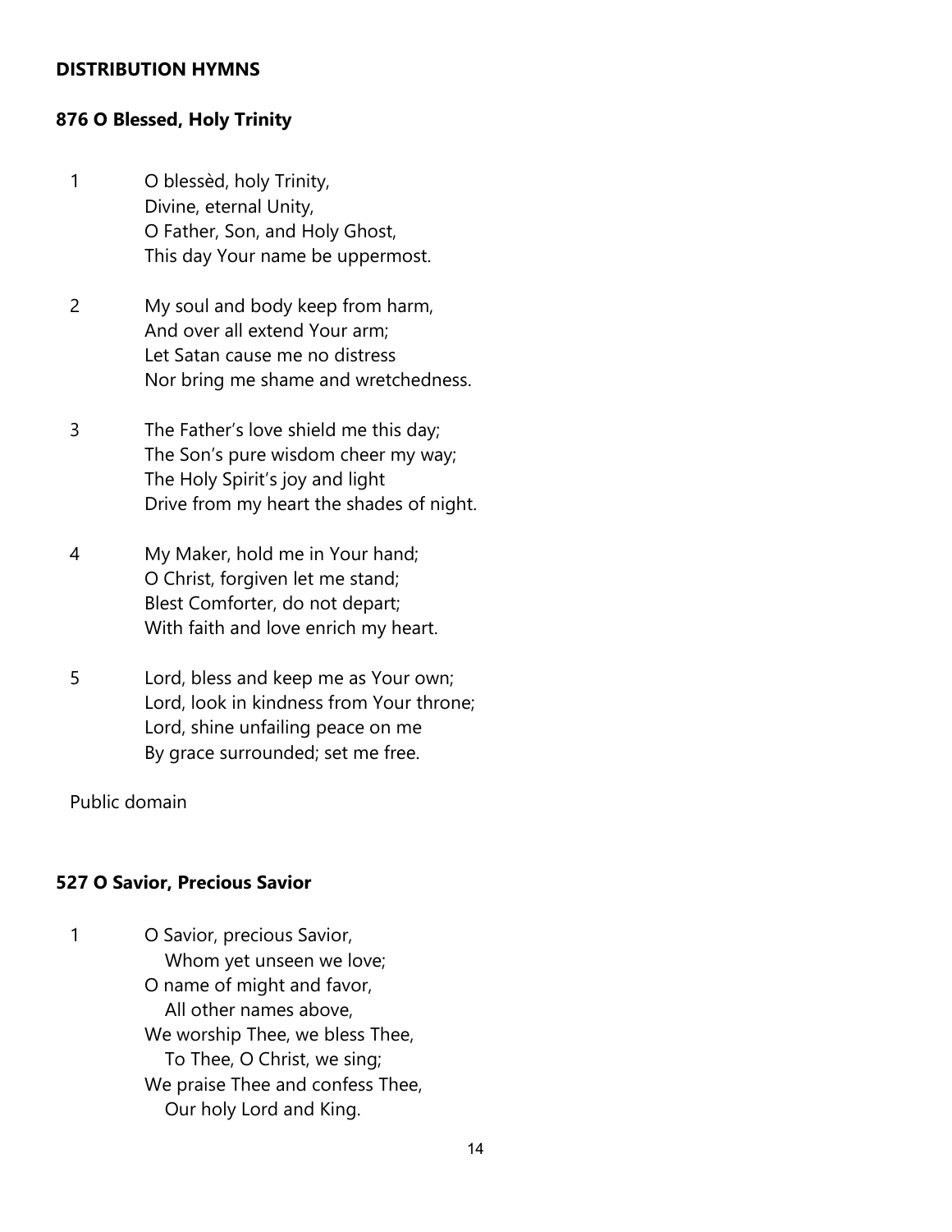**DISTRIBUTION HYMNS**

**876 O Blessed, Holy Trinity**

1 O blessèd, holy Trinity,
Divine, eternal Unity,
O Father, Son, and Holy Ghost,
This day Your name be uppermost.

2 My soul and body keep from harm,
And over all extend Your arm;
Let Satan cause me no distress
Nor bring me shame and wretchedness.

3 The Father's love shield me this day;
The Son's pure wisdom cheer my way;
The Holy Spirit's joy and light
Drive from my heart the shades of night.

4 My Maker, hold me in Your hand;
O Christ, forgiven let me stand;
Blest Comforter, do not depart;
With faith and love enrich my heart.

5 Lord, bless and keep me as Your own;
Lord, look in kindness from Your throne;
Lord, shine unfailing peace on me
By grace surrounded; set me free.

Public domain

**527 O Savior, Precious Savior**

1 O Savior, precious Savior,
Whom yet unseen we love;
O name of might and favor,
All other names above,
We worship Thee, we bless Thee,
To Thee, O Christ, we sing;
We praise Thee and confess Thee,
Our holy Lord and King.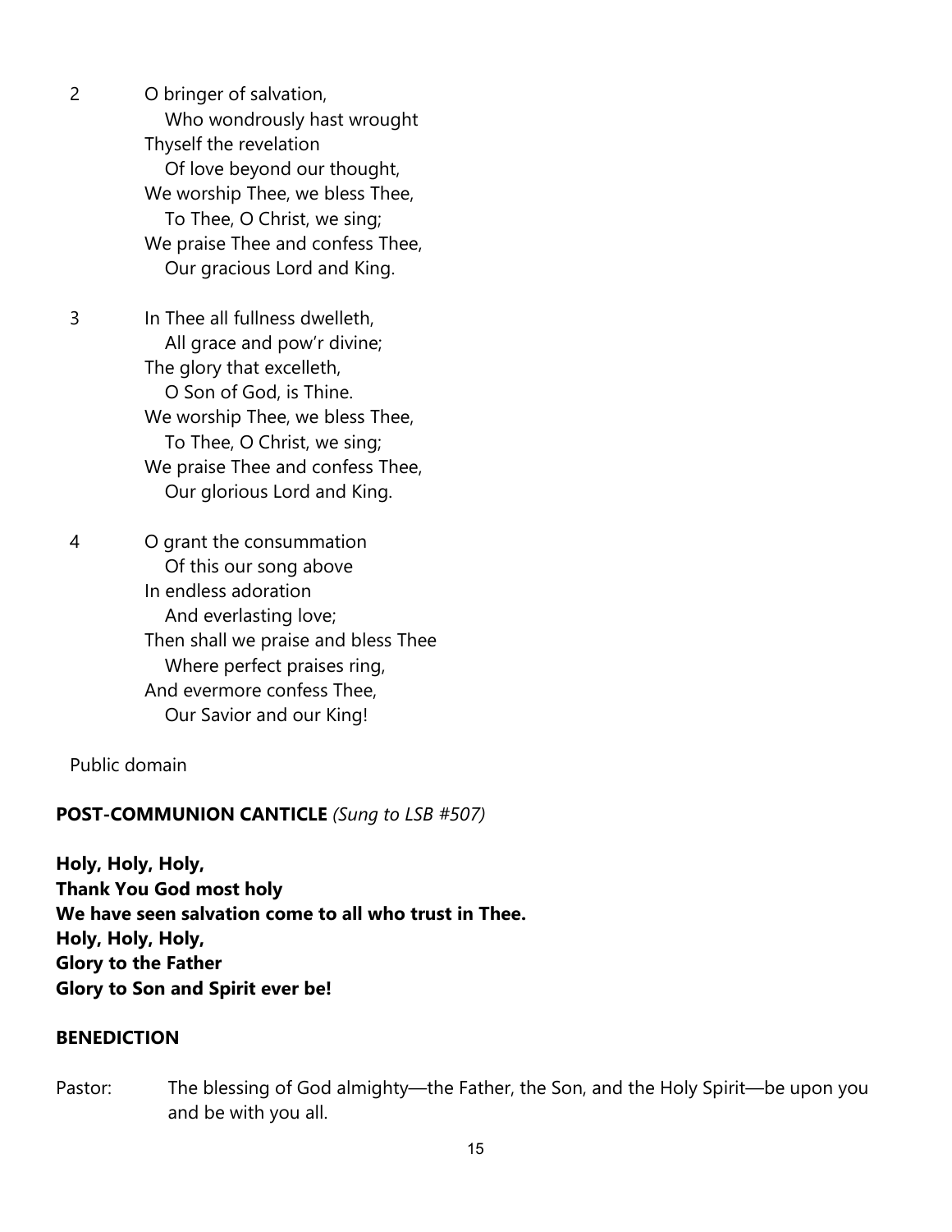2 O bringer of salvation,
   Who wondrously hast wrought
Thyself the revelation
   Of love beyond our thought,
We worship Thee, we bless Thee,
   To Thee, O Christ, we sing;
We praise Thee and confess Thee,
   Our gracious Lord and King.

3 In Thee all fullness dwelleth,
   All grace and pow'r divine;
The glory that excelleth,
   O Son of God, is Thine.
We worship Thee, we bless Thee,
   To Thee, O Christ, we sing;
We praise Thee and confess Thee,
   Our glorious Lord and King.

4 O grant the consummation
   Of this our song above
In endless adoration
   And everlasting love;
Then shall we praise and bless Thee
   Where perfect praises ring,
And evermore confess Thee,
   Our Savior and our King!

Public domain

**POST-COMMUNION CANTICLE** *(Sung to LSB #507)*

**Holy, Holy, Holy,**
**Thank You God most holy**
**We have seen salvation come to all who trust in Thee.**
**Holy, Holy, Holy,**
**Glory to the Father**
**Glory to Son and Spirit ever be!**

**BENEDICTION**

Pastor: The blessing of God almighty—the Father, the Son, and the Holy Spirit—be upon you and be with you all.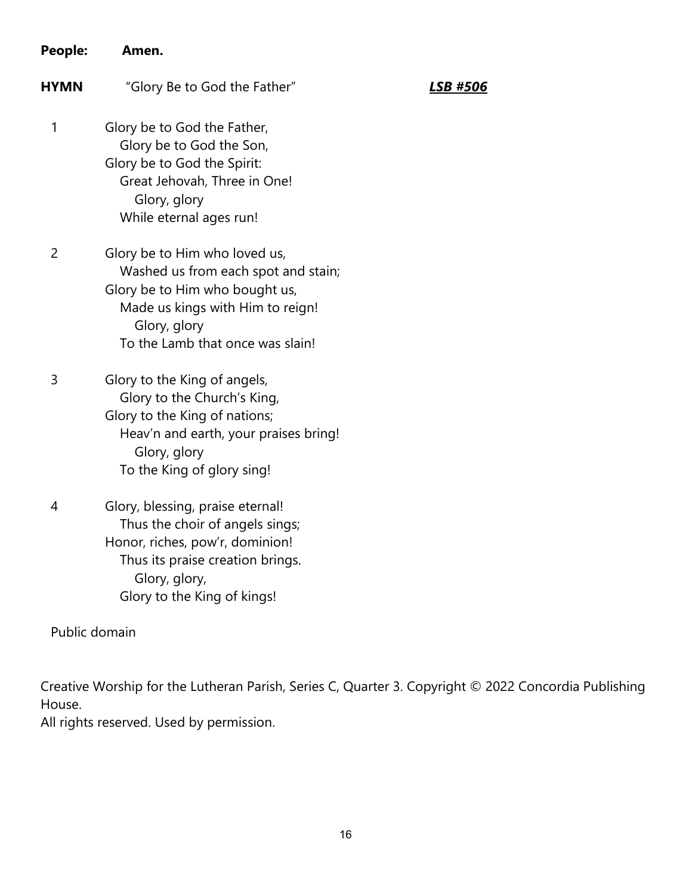**People:** **Amen.**

**HYMN** "Glory Be to God the Father" ***LSB #506***

1 Glory be to God the Father,  
Glory be to God the Son,  
Glory be to God the Spirit:  
Great Jehovah, Three in One!  
Glory, glory  
While eternal ages run!

2 Glory be to Him who loved us,  
Washed us from each spot and stain;  
Glory be to Him who bought us,  
Made us kings with Him to reign!  
Glory, glory  
To the Lamb that once was slain!

3 Glory to the King of angels,  
Glory to the Church's King,  
Glory to the King of nations;  
Heav'n and earth, your praises bring!  
Glory, glory  
To the King of glory sing!

4 Glory, blessing, praise eternal!  
Thus the choir of angels sings;  
Honor, riches, pow'r, dominion!  
Thus its praise creation brings.  
Glory, glory,  
Glory to the King of kings!

Public domain

Creative Worship for the Lutheran Parish, Series C, Quarter 3. Copyright © 2022 Concordia Publishing House.  
All rights reserved. Used by permission.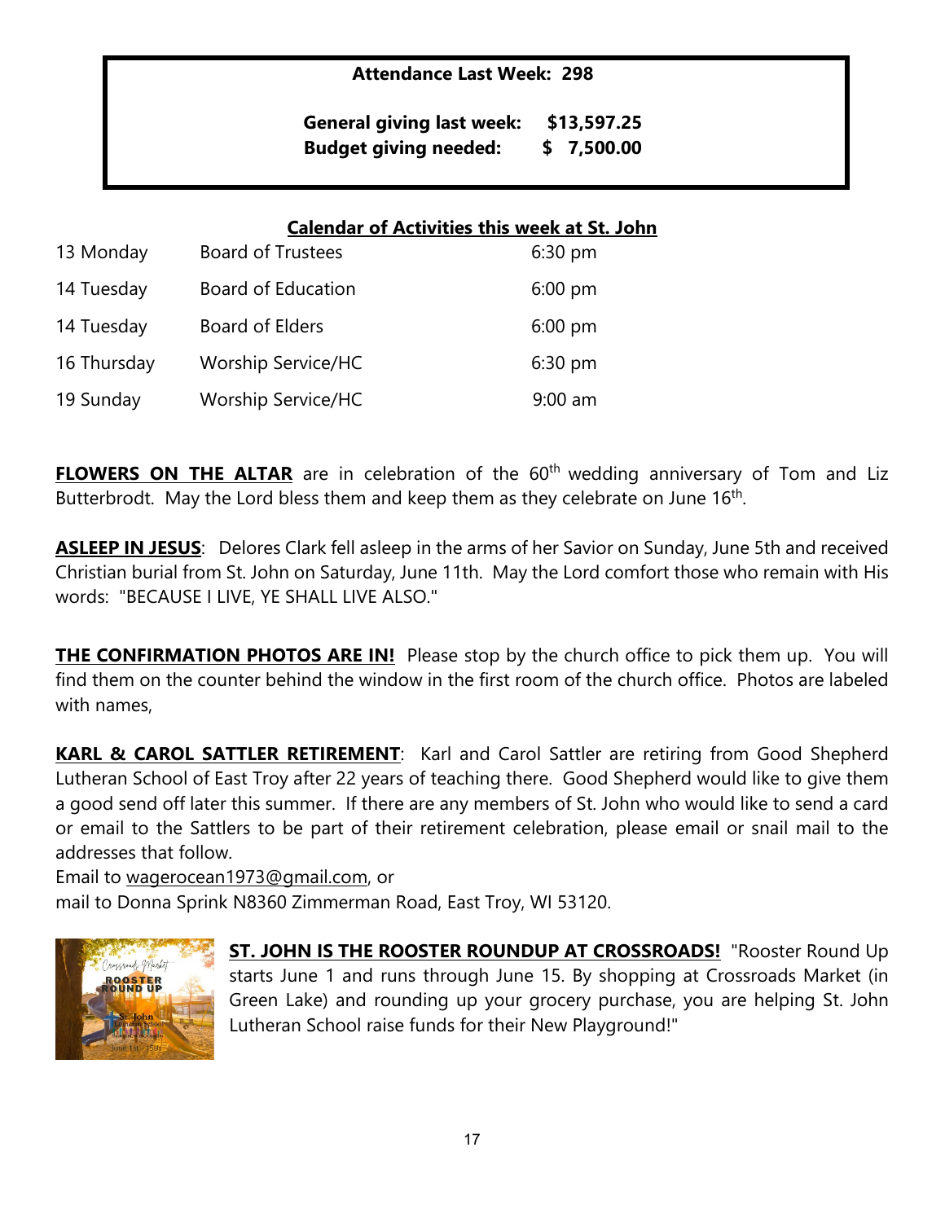**Attendance Last Week: 298**

**General giving last week: $13,597.25**
**Budget giving needed: $ 7,500.00**

**Calendar of Activities this week at St. John**

| | | |
|---|---|---|
| 13 Monday | Board of Trustees | 6:30 pm |
| 14 Tuesday | Board of Education | 6:00 pm |
| 14 Tuesday | Board of Elders | 6:00 pm |
| 16 Thursday | Worship Service/HC | 6:30 pm |
| 19 Sunday | Worship Service/HC | 9:00 am |

**FLOWERS ON THE ALTAR** are in celebration of the 60th wedding anniversary of Tom and Liz Butterbrodt. May the Lord bless them and keep them as they celebrate on June 16th.

**ASLEEP IN JESUS**: Delores Clark fell asleep in the arms of her Savior on Sunday, June 5th and received Christian burial from St. John on Saturday, June 11th. May the Lord comfort those who remain with His words: "BECAUSE I LIVE, YE SHALL LIVE ALSO."

**THE CONFIRMATION PHOTOS ARE IN!** Please stop by the church office to pick them up. You will find them on the counter behind the window in the first room of the church office. Photos are labeled with names,

**KARL & CAROL SATTLER RETIREMENT**: Karl and Carol Sattler are retiring from Good Shepherd Lutheran School of East Troy after 22 years of teaching there. Good Shepherd would like to give them a good send off later this summer. If there are any members of St. John who would like to send a card or email to the Sattlers to be part of their retirement celebration, please email or snail mail to the addresses that follow.
Email to wagerocean1973@gmail.com, or
mail to Donna Sprink N8360 Zimmerman Road, East Troy, WI 53120.

**ST. JOHN IS THE ROOSTER ROUNDUP AT CROSSROADS!** "Rooster Round Up starts June 1 and runs through June 15. By shopping at Crossroads Market (in Green Lake) and rounding up your grocery purchase, you are helping St. John Lutheran School raise funds for their New Playground!"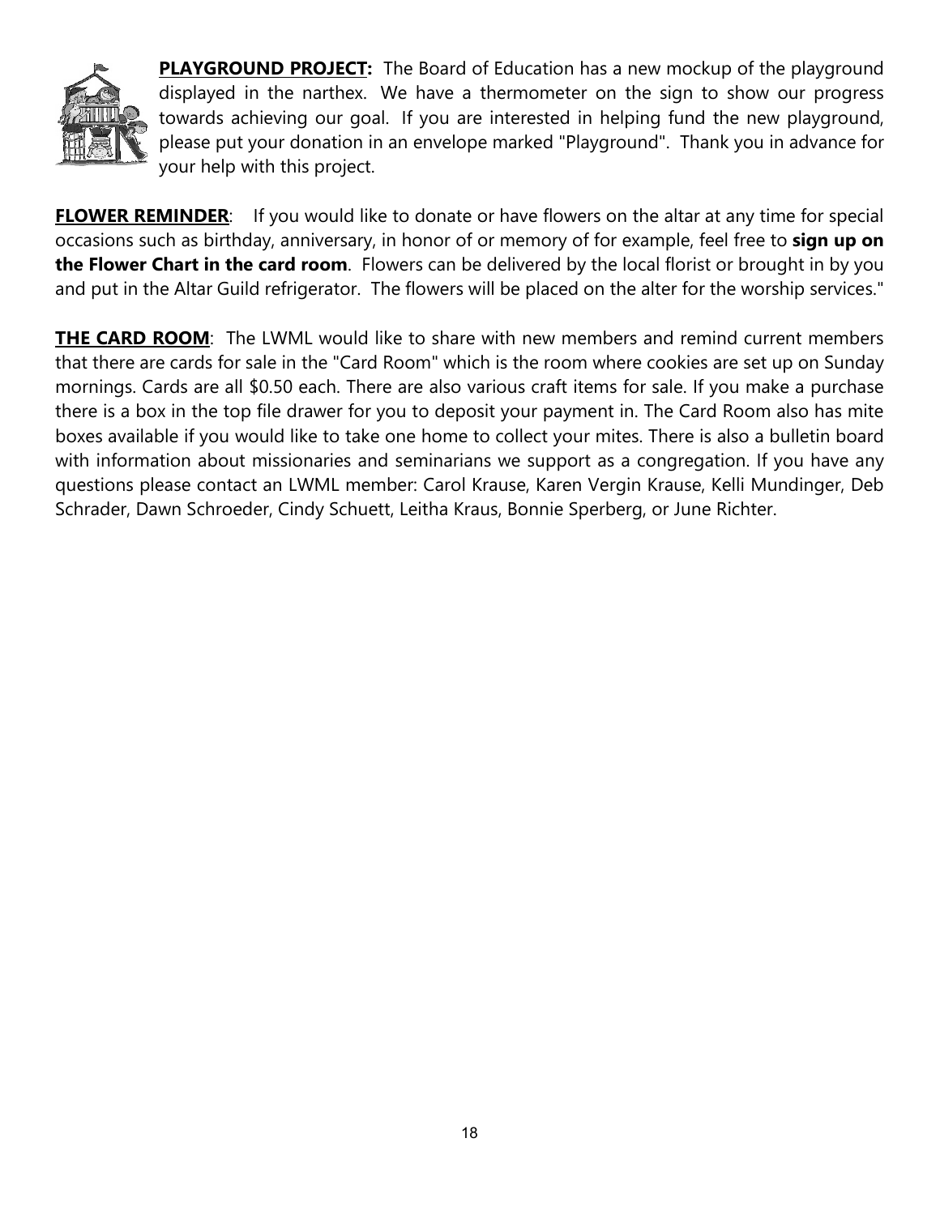**PLAYGROUND PROJECT:** The Board of Education has a new mockup of the playground displayed in the narthex. We have a thermometer on the sign to show our progress towards achieving our goal. If you are interested in helping fund the new playground, please put your donation in an envelope marked "Playground". Thank you in advance for your help with this project.

**FLOWER REMINDER**: If you would like to donate or have flowers on the altar at any time for special occasions such as birthday, anniversary, in honor of or memory of for example, feel free to **sign up on the Flower Chart in the card room**. Flowers can be delivered by the local florist or brought in by you and put in the Altar Guild refrigerator. The flowers will be placed on the alter for the worship services."

**THE CARD ROOM**: The LWML would like to share with new members and remind current members that there are cards for sale in the "Card Room" which is the room where cookies are set up on Sunday mornings. Cards are all $0.50 each. There are also various craft items for sale. If you make a purchase there is a box in the top file drawer for you to deposit your payment in. The Card Room also has mite boxes available if you would like to take one home to collect your mites. There is also a bulletin board with information about missionaries and seminarians we support as a congregation. If you have any questions please contact an LWML member: Carol Krause, Karen Vergin Krause, Kelli Mundinger, Deb Schrader, Dawn Schroeder, Cindy Schuett, Leitha Kraus, Bonnie Sperberg, or June Richter.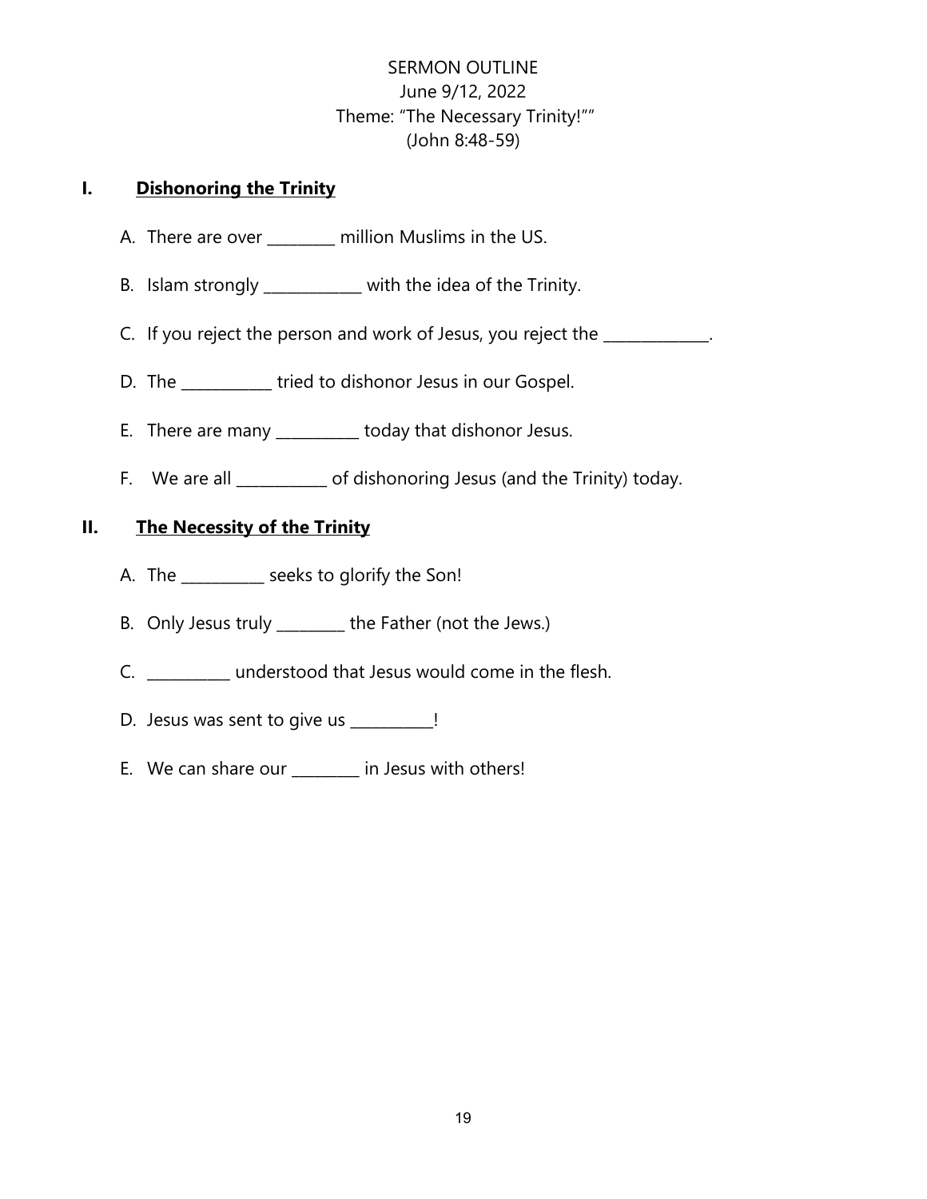SERMON OUTLINE

June 9/12, 2022

Theme: "The Necessary Trinity!""

(John 8:48-59)

## I. Dishonoring the Trinity

A. There are over ________ million Muslims in the US.

B. Islam strongly ____________ with the idea of the Trinity.

C. If you reject the person and work of Jesus, you reject the _____________.

D. The ___________ tried to dishonor Jesus in our Gospel.

E. There are many __________ today that dishonor Jesus.

F. We are all ___________ of dishonoring Jesus (and the Trinity) today.

## II. The Necessity of the Trinity

A. The __________ seeks to glorify the Son!

B. Only Jesus truly ________ the Father (not the Jews.)

C. __________ understood that Jesus would come in the flesh.

D. Jesus was sent to give us __________!

E. We can share our ________ in Jesus with others!